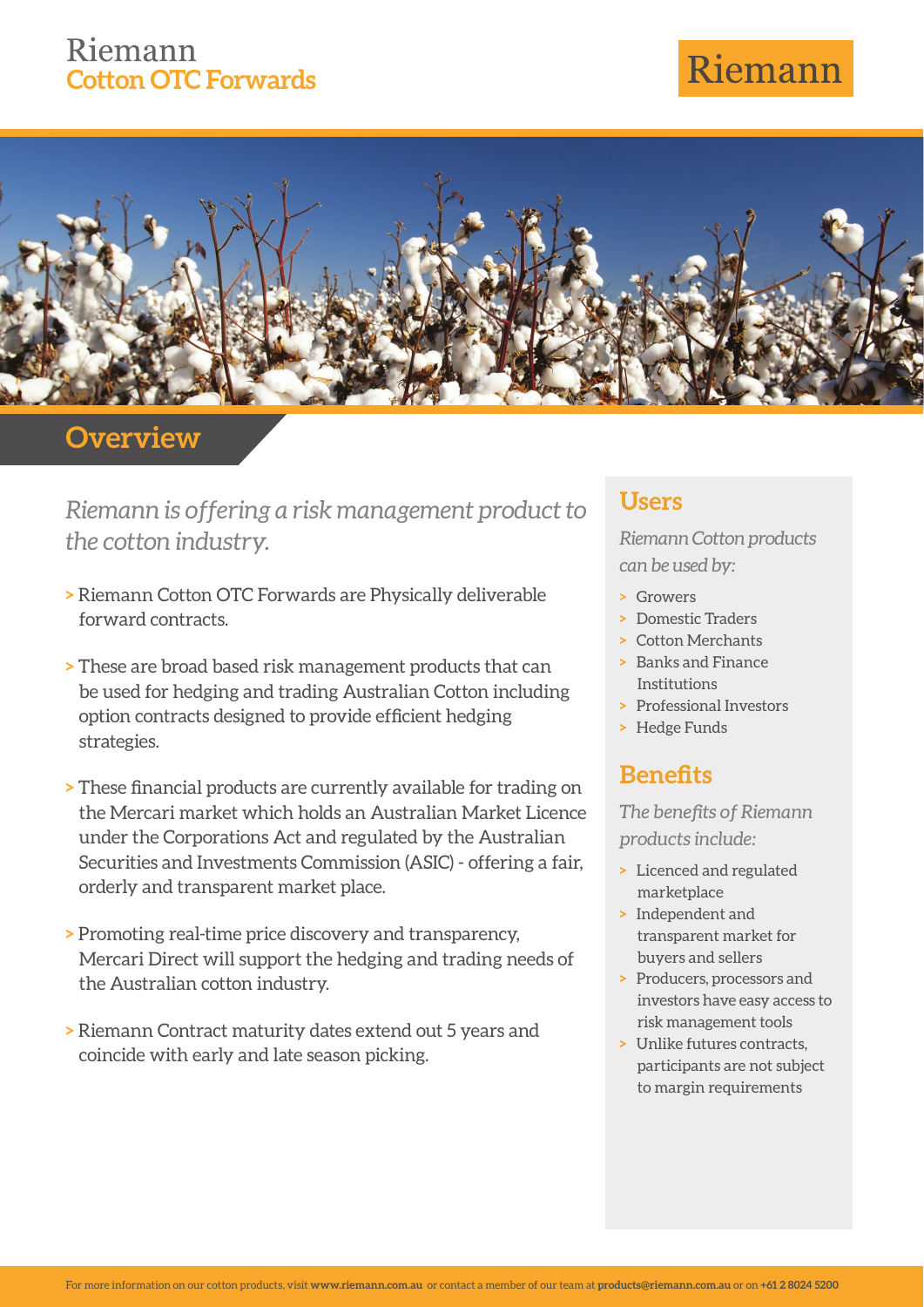# Riemann
## Cotton OTC Forwards

Riemann

## Overview

*Riemann is offering a risk management product to the cotton industry.*

- Riemann Cotton OTC Forwards are Physically deliverable forward contracts.
- These are broad based risk management products that can be used for hedging and trading Australian Cotton including option contracts designed to provide efficient hedging strategies.
- These financial products are currently available for trading on the Mercari market which holds an Australian Market Licence under the Corporations Act and regulated by the Australian Securities and Investments Commission (ASIC) - offering a fair, orderly and transparent market place.
- Promoting real-time price discovery and transparency, Mercari Direct will support the hedging and trading needs of the Australian cotton industry.
- Riemann Contract maturity dates extend out 5 years and coincide with early and late season picking.

## Users

*Riemann Cotton products can be used by:*

- Growers
- Domestic Traders
- Cotton Merchants
- Banks and Finance Institutions
- Professional Investors
- Hedge Funds

## Benefits

*The benefits of Riemann products include:*

- Licenced and regulated marketplace
- Independent and transparent market for buyers and sellers
- Producers, processors and investors have easy access to risk management tools
- Unlike futures contracts, participants are not subject to margin requirements

For more information on our cotton products, visit **www.riemann.com.au** or contact a member of our team at **products@riemann.com.au** or on **+61 2 8024 5200**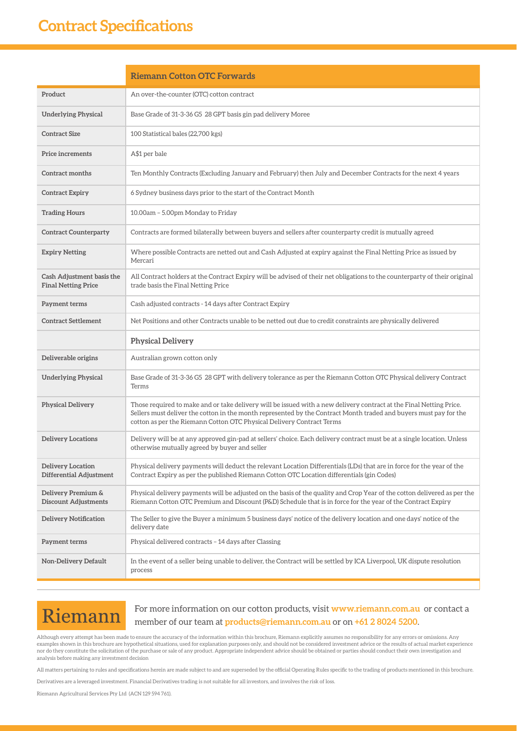# Contract Specifications

| | Riemann Cotton OTC Forwards |
|---|---|
| **Product** | An over-the-counter (OTC) cotton contract |
| **Underlying Physical** | Base Grade of 31-3-36 G5 28 GPT basis gin pad delivery Moree |
| **Contract Size** | 100 Statistical bales (22,700 kgs) |
| **Price increments** | A$1 per bale |
| **Contract months** | Ten Monthly Contracts (Excluding January and February) then July and December Contracts for the next 4 years |
| **Contract Expiry** | 6 Sydney business days prior to the start of the Contract Month |
| **Trading Hours** | 10.00am – 5.00pm Monday to Friday |
| **Contract Counterparty** | Contracts are formed bilaterally between buyers and sellers after counterparty credit is mutually agreed |
| **Expiry Netting** | Where possible Contracts are netted out and Cash Adjusted at expiry against the Final Netting Price as issued by Mercari |
| **Cash Adjustment basis the Final Netting Price** | All Contract holders at the Contract Expiry will be advised of their net obligations to the counterparty of their original trade basis the Final Netting Price |
| **Payment terms** | Cash adjusted contracts - 14 days after Contract Expiry |
| **Contract Settlement** | Net Positions and other Contracts unable to be netted out due to credit constraints are physically delivered |
| | **Physical Delivery** |
| **Deliverable origins** | Australian grown cotton only |
| **Underlying Physical** | Base Grade of 31-3-36 G5 28 GPT with delivery tolerance as per the Riemann Cotton OTC Physical delivery Contract Terms |
| **Physical Delivery** | Those required to make and or take delivery will be issued with a new delivery contract at the Final Netting Price. Sellers must deliver the cotton in the month represented by the Contract Month traded and buyers must pay for the cotton as per the Riemann Cotton OTC Physical Delivery Contract Terms |
| **Delivery Locations** | Delivery will be at any approved gin-pad at sellers' choice. Each delivery contract must be at a single location. Unless otherwise mutually agreed by buyer and seller |
| **Delivery Location Differential Adjustment** | Physical delivery payments will deduct the relevant Location Differentials (LDs) that are in force for the year of the Contract Expiry as per the published Riemann Cotton OTC Location differentials (gin Codes) |
| **Delivery Premium & Discount Adjustments** | Physical delivery payments will be adjusted on the basis of the quality and Crop Year of the cotton delivered as per the Riemann Cotton OTC Premium and Discount (P&D) Schedule that is in force for the year of the Contract Expiry |
| **Delivery Notification** | The Seller to give the Buyer a minimum 5 business days' notice of the delivery location and one days' notice of the delivery date |
| **Payment terms** | Physical delivered contracts – 14 days after Classing |
| **Non-Delivery Default** | In the event of a seller being unable to deliver, the Contract will be settled by ICA Liverpool, UK dispute resolution process |

Riemann

For more information on our cotton products, visit **www.riemann.com.au** or contact a member of our team at **products@riemann.com.au** or on **+61 2 8024 5200**.

Although every attempt has been made to ensure the accuracy of the information within this brochure, Riemann explicitly assumes no responsibility for any errors or omissions. Any examples shown in this brochure are hypothetical situations, used for explanation purposes only, and should not be considered investment advice or the results of actual market experience nor do they constitute the solicitation of the purchase or sale of any product. Appropriate independent advice should be obtained or parties should conduct their own investigation and analysis before making any investment decision

All matters pertaining to rules and specifications herein are made subject to and are superseded by the official Operating Rules specific to the trading of products mentioned in this brochure.

Derivatives are a leveraged investment. Financial Derivatives trading is not suitable for all investors, and involves the risk of loss.

Riemann Agricultural Services Pty Ltd (ACN 129 594 761).